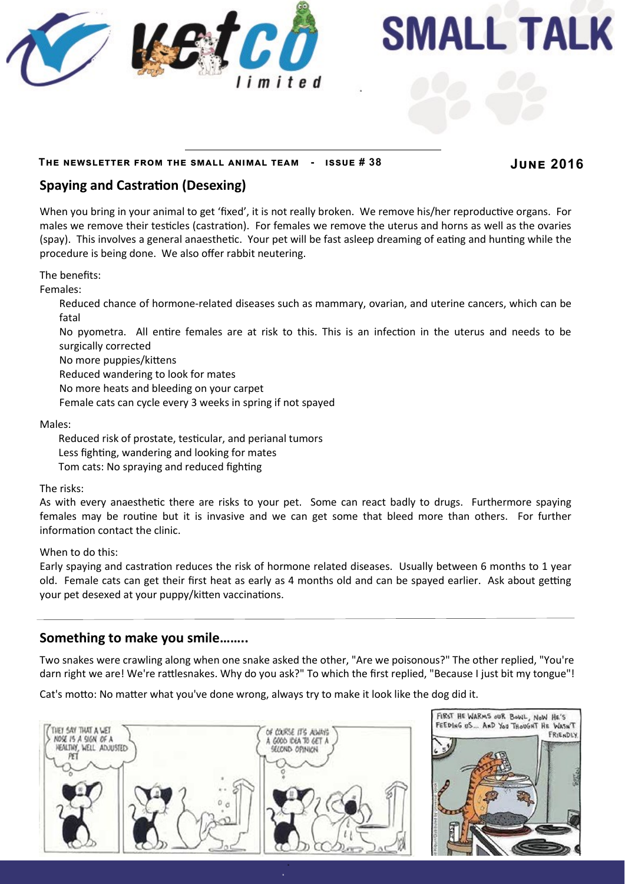# SMALL TALK

**The newsletter from the small animal team - issue # 38** **June 2016**

## Spaying and Castration (Desexing)

When you bring in your animal to get 'fixed', it is not really broken. We remove his/her reproductive organs. For males we remove their testicles (castration). For females we remove the uterus and horns as well as the ovaries (spay). This involves a general anaesthetic. Your pet will be fast asleep dreaming of eating and hunting while the procedure is being done. We also offer rabbit neutering.

The benefits:

Females:

- Reduced chance of hormone-related diseases such as mammary, ovarian, and uterine cancers, which can be fatal
- No pyometra. All entire females are at risk to this. This is an infection in the uterus and needs to be surgically corrected
- No more puppies/kittens
- Reduced wandering to look for mates
- No more heats and bleeding on your carpet
- Female cats can cycle every 3 weeks in spring if not spayed

Males:

- Reduced risk of prostate, testicular, and perianal tumors
- Less fighting, wandering and looking for mates
- Tom cats: No spraying and reduced fighting

The risks:

As with every anaesthetic there are risks to your pet. Some can react badly to drugs. Furthermore spaying females may be routine but it is invasive and we can get some that bleed more than others. For further information contact the clinic.

When to do this:

Early spaying and castration reduces the risk of hormone related diseases. Usually between 6 months to 1 year old. Female cats can get their first heat as early as 4 months old and can be spayed earlier. Ask about getting your pet desexed at your puppy/kitten vaccinations.

## Something to make you smile……..

Two snakes were crawling along when one snake asked the other, "Are we poisonous?" The other replied, "You're darn right we are! We're rattlesnakes. Why do you ask?" To which the first replied, "Because I just bit my tongue"!

Cat's motto: No matter what you've done wrong, always try to make it look like the dog did it.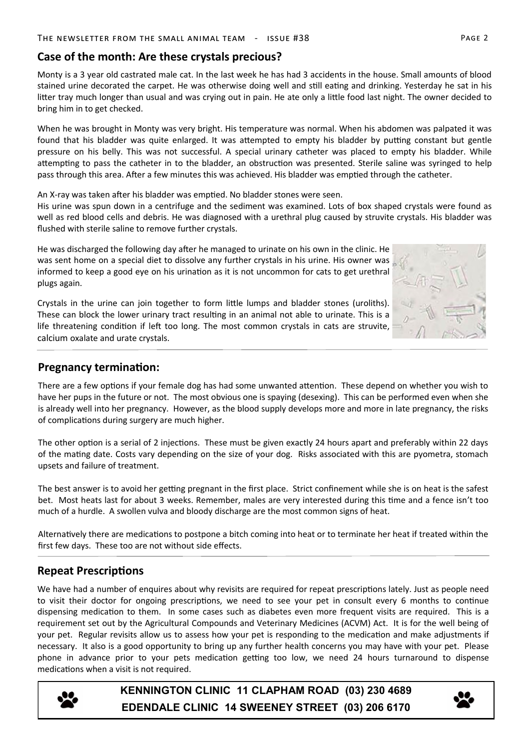## Case of the month: Are these crystals precious?

Monty is a 3 year old castrated male cat. In the last week he has had 3 accidents in the house. Small amounts of blood stained urine decorated the carpet. He was otherwise doing well and still eating and drinking. Yesterday he sat in his litter tray much longer than usual and was crying out in pain. He ate only a little food last night. The owner decided to bring him in to get checked.

When he was brought in Monty was very bright. His temperature was normal. When his abdomen was palpated it was found that his bladder was quite enlarged. It was attempted to empty his bladder by putting constant but gentle pressure on his belly. This was not successful. A special urinary catheter was placed to empty his bladder. While attempting to pass the catheter in to the bladder, an obstruction was presented. Sterile saline was syringed to help pass through this area. After a few minutes this was achieved. His bladder was emptied through the catheter.

An X-ray was taken after his bladder was emptied. No bladder stones were seen.
His urine was spun down in a centrifuge and the sediment was examined. Lots of box shaped crystals were found as well as red blood cells and debris. He was diagnosed with a urethral plug caused by struvite crystals. His bladder was flushed with sterile saline to remove further crystals.

He was discharged the following day after he managed to urinate on his own in the clinic. He was sent home on a special diet to dissolve any further crystals in his urine. His owner was informed to keep a good eye on his urination as it is not uncommon for cats to get urethral plugs again.

Crystals in the urine can join together to form little lumps and bladder stones (uroliths). These can block the lower urinary tract resulting in an animal not able to urinate. This is a life threatening condition if left too long. The most common crystals in cats are struvite, calcium oxalate and urate crystals.

## Pregnancy termination:

There are a few options if your female dog has had some unwanted attention. These depend on whether you wish to have her pups in the future or not. The most obvious one is spaying (desexing). This can be performed even when she is already well into her pregnancy. However, as the blood supply develops more and more in late pregnancy, the risks of complications during surgery are much higher.

The other option is a serial of 2 injections. These must be given exactly 24 hours apart and preferably within 22 days of the mating date. Costs vary depending on the size of your dog. Risks associated with this are pyometra, stomach upsets and failure of treatment.

The best answer is to avoid her getting pregnant in the first place. Strict confinement while she is on heat is the safest bet. Most heats last for about 3 weeks. Remember, males are very interested during this time and a fence isn't too much of a hurdle. A swollen vulva and bloody discharge are the most common signs of heat.

Alternatively there are medications to postpone a bitch coming into heat or to terminate her heat if treated within the first few days. These too are not without side effects.

## Repeat Prescriptions

We have had a number of enquires about why revisits are required for repeat prescriptions lately. Just as people need to visit their doctor for ongoing prescriptions, we need to see your pet in consult every 6 months to continue dispensing medication to them. In some cases such as diabetes even more frequent visits are required. This is a requirement set out by the Agricultural Compounds and Veterinary Medicines (ACVM) Act. It is for the well being of your pet. Regular revisits allow us to assess how your pet is responding to the medication and make adjustments if necessary. It also is a good opportunity to bring up any further health concerns you may have with your pet. Please phone in advance prior to your pets medication getting too low, we need 24 hours turnaround to dispense medications when a visit is not required.

**KENNINGTON CLINIC 11 CLAPHAM ROAD (03) 230 4689**

**EDENDALE CLINIC 14 SWEENEY STREET (03) 206 6170**